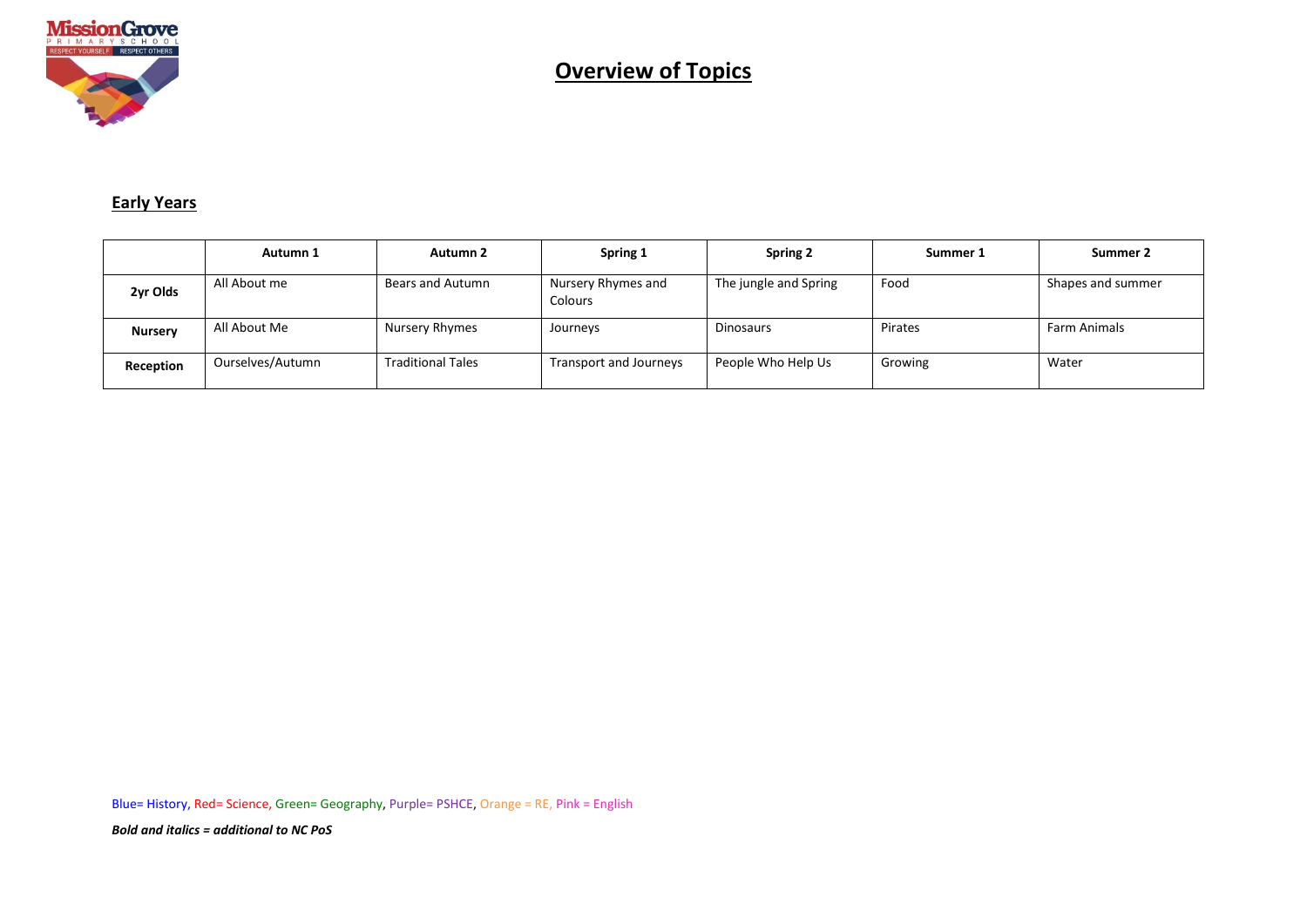# Overview of Topics

## Early Years

| | Autumn 1 | Autumn 2 | Spring 1 | Spring 2 | Summer 1 | Summer 2 |
|---|---|---|---|---|---|---|
| **2yr Olds** | All About me | Bears and Autumn | Nursery Rhymes and Colours | The jungle and Spring | Food | Shapes and summer |
| **Nursery** | All About Me | Nursery Rhymes | Journeys | Dinosaurs | Pirates | Farm Animals |
| **Reception** | Ourselves/Autumn | Traditional Tales | Transport and Journeys | People Who Help Us | Growing | Water |

Blue= History, Red= Science, Green= Geography, Purple= PSHCE, Orange = RE, Pink = English

***Bold and italics = additional to NC PoS***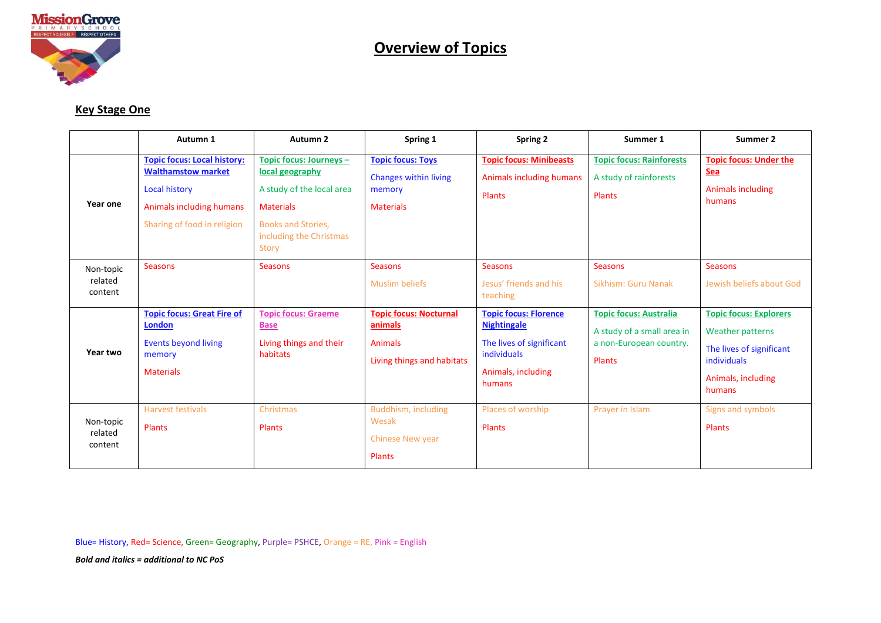# Overview of Topics

## Key Stage One

| | Autumn 1 | Autumn 2 | Spring 1 | Spring 2 | Summer 1 | Summer 2 |
|---|---|---|---|---|---|---|
| **Year one** | **Topic focus: Local history: Walthamstow market**<br>Local history<br>Animals including humans<br>Sharing of food in religion | **Topic focus: Journeys – local geography**<br>A study of the local area<br>Materials<br>Books and Stories, including the Christmas Story | **Topic focus: Toys**<br>Changes within living memory<br>Materials | **Topic focus: Minibeasts**<br>Animals including humans<br>Plants | **Topic focus: Rainforests**<br>A study of rainforests<br>Plants | **Topic focus: Under the Sea**<br>Animals including humans |
| Non-topic related content | Seasons | Seasons | Seasons<br>Muslim beliefs | Seasons<br>Jesus' friends and his teaching | Seasons<br>Sikhism: Guru Nanak | Seasons<br>Jewish beliefs about God |
| **Year two** | **Topic focus: Great Fire of London**<br>Events beyond living memory<br>Materials | **Topic focus: Graeme Base**<br>Living things and their habitats | **Topic focus: Nocturnal animals**<br>Animals<br>Living things and habitats | **Topic focus: Florence Nightingale**<br>The lives of significant individuals<br>Animals, including humans | **Topic focus: Australia**<br>A study of a small area in a non-European country.<br>Plants | **Topic focus: Explorers**<br>Weather patterns<br>The lives of significant individuals<br>Animals, including humans |
| Non-topic related content | Harvest festivals<br>Plants | Christmas<br>Plants | Buddhism, including Wesak<br>Chinese New year<br>Plants | Places of worship<br>Plants | Prayer in Islam | Signs and symbols<br>Plants |

Blue= History, Red= Science, Green= Geography, Purple= PSHCE, Orange = RE, Pink = English

***Bold and italics = additional to NC PoS***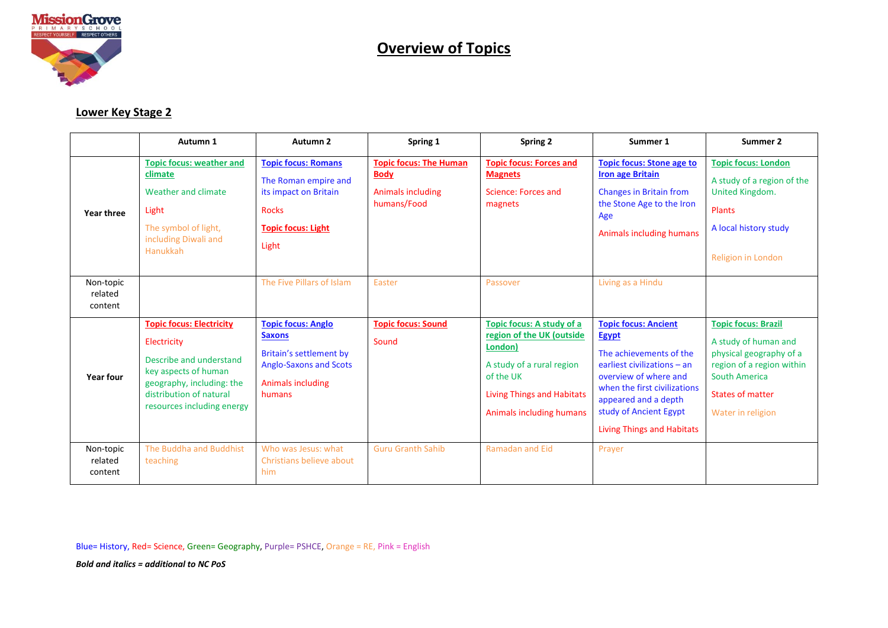# Overview of Topics

## Lower Key Stage 2

| | Autumn 1 | Autumn 2 | Spring 1 | Spring 2 | Summer 1 | Summer 2 |
|---|---|---|---|---|---|---|
| **Year three** | **Topic focus: weather and climate**<br>Weather and climate<br>Light<br>The symbol of light, including Diwali and Hanukkah | **Topic focus: Romans**<br>The Roman empire and its impact on Britain<br>Rocks<br>**Topic focus: Light**<br>Light | **Topic focus: The Human Body**<br>Animals including humans/Food | **Topic focus: Forces and Magnets**<br>Science: Forces and magnets | **Topic focus: Stone age to Iron age Britain**<br>Changes in Britain from the Stone Age to the Iron Age<br>Animals including humans | **Topic focus: London**<br>A study of a region of the United Kingdom.<br>Plants<br>A local history study<br>Religion in London |
| Non-topic related content | | The Five Pillars of Islam | Easter | Passover | Living as a Hindu | |
| **Year four** | **Topic focus: Electricity**<br>Electricity<br>Describe and understand key aspects of human geography, including: the distribution of natural resources including energy | **Topic focus: Anglo Saxons**<br>Britain's settlement by Anglo-Saxons and Scots<br>Animals including humans | **Topic focus: Sound**<br>Sound | **Topic focus: A study of a region of the UK (outside London)**<br>A study of a rural region of the UK<br>Living Things and Habitats<br>Animals including humans | **Topic focus: Ancient Egypt**<br>The achievements of the earliest civilizations – an overview of where and when the first civilizations appeared and a depth study of Ancient Egypt<br>Living Things and Habitats | **Topic focus: Brazil**<br>A study of human and physical geography of a region of a region within South America<br>States of matter<br>Water in religion |
| Non-topic related content | The Buddha and Buddhist teaching | Who was Jesus: what Christians believe about him | Guru Granth Sahib | Ramadan and Eid | Prayer | |

Blue= History, Red= Science, Green= Geography, Purple= PSHCE, Orange = RE, Pink = English

***Bold and italics = additional to NC PoS***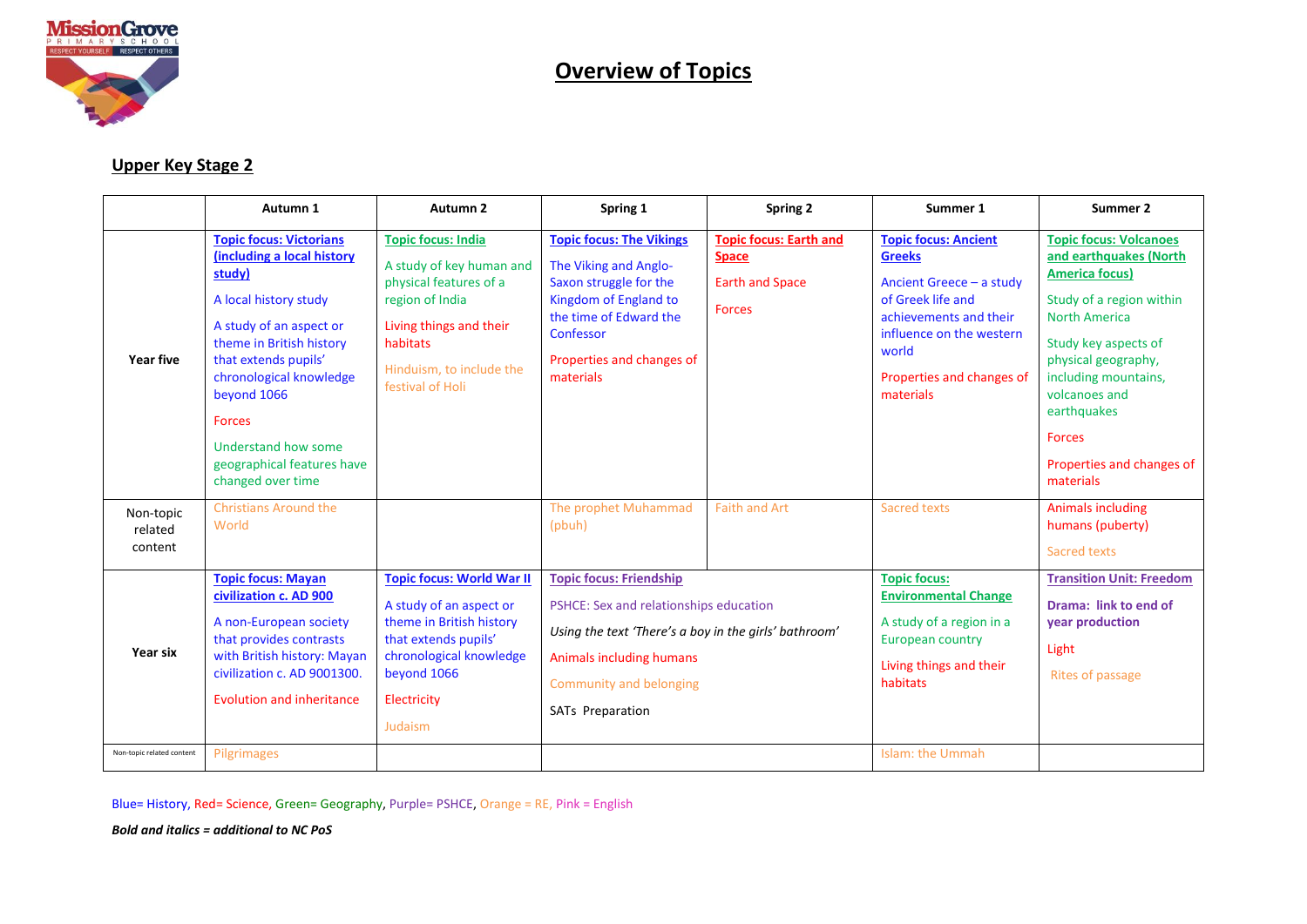# Overview of Topics

## Upper Key Stage 2

| | Autumn 1 | Autumn 2 | Spring 1 | Spring 2 | Summer 1 | Summer 2 |
|---|---|---|---|---|---|---|
| **Year five** | **Topic focus: Victorians (including a local history study)**<br>A local history study<br>A study of an aspect or theme in British history that extends pupils' chronological knowledge beyond 1066<br>Forces<br>Understand how some geographical features have changed over time | **Topic focus: India**<br>A study of key human and physical features of a region of India<br>Living things and their habitats<br>Hinduism, to include the festival of Holi | **Topic focus: The Vikings**<br>The Viking and Anglo-Saxon struggle for the Kingdom of England to the time of Edward the Confessor<br>Properties and changes of materials | **Topic focus: Earth and Space**<br>Earth and Space<br>Forces | **Topic focus: Ancient Greeks**<br>Ancient Greece – a study of Greek life and achievements and their influence on the western world<br>Properties and changes of materials | **Topic focus: Volcanoes and earthquakes (North America focus)**<br>Study of a region within North America<br>Study key aspects of physical geography, including mountains, volcanoes and earthquakes<br>Forces<br>Properties and changes of materials |
| Non-topic related content | Christians Around the World | | The prophet Muhammad (pbuh) | Faith and Art | Sacred texts | Animals including humans (puberty)<br>Sacred texts |
| **Year six** | **Topic focus: Mayan civilization c. AD 900**<br>A non-European society that provides contrasts with British history: Mayan civilization c. AD 9001300.<br>Evolution and inheritance | **Topic focus: World War II**<br>A study of an aspect or theme in British history that extends pupils' chronological knowledge beyond 1066<br>Electricity<br>Judaism | **Topic focus: Friendship**<br>PSHCE: Sex and relationships education<br>*Using the text 'There's a boy in the girls' bathroom'*<br>Animals including humans<br>Community and belonging<br>SATs Preparation | | **Topic focus: Environmental Change**<br>A study of a region in a European country<br>Living things and their habitats | **Transition Unit: Freedom**<br>**Drama: link to end of year production**<br>Light<br>Rites of passage |
| Non-topic related content | Pilgrimages | | | | Islam: the Ummah | |

Blue= History, Red= Science, Green= Geography, Purple= PSHCE, Orange = RE, Pink = English

***Bold and italics = additional to NC PoS***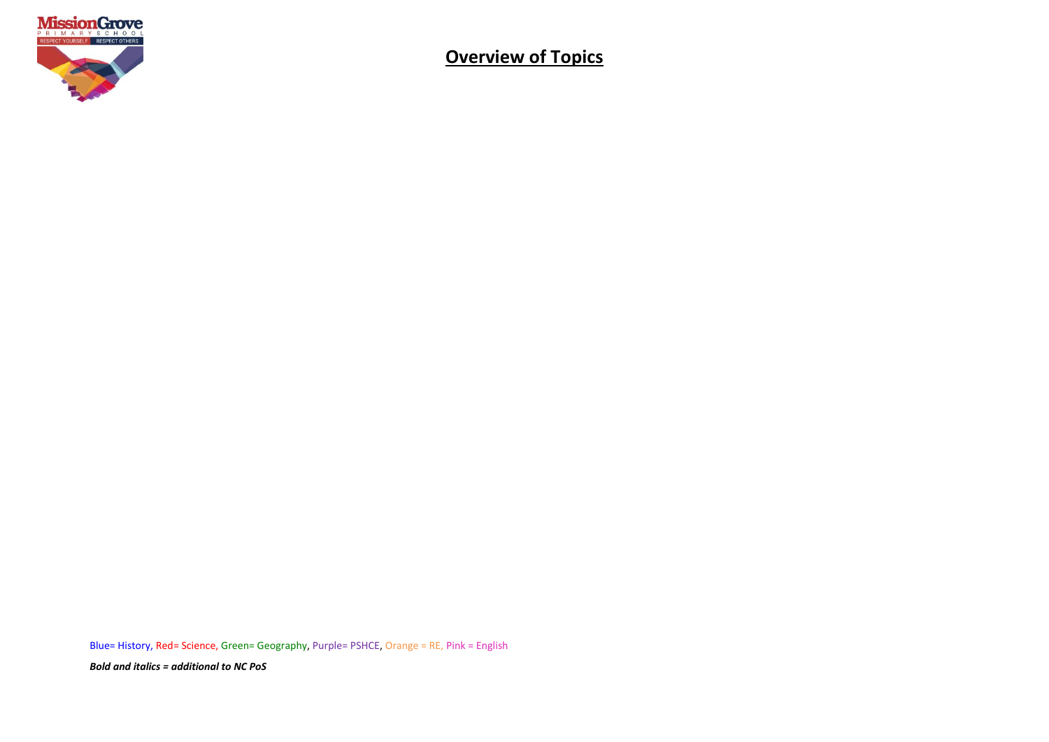# Overview of Topics

Blue= History, Red= Science, Green= Geography, Purple= PSHCE, Orange = RE, Pink = English

***Bold and italics = additional to NC PoS***